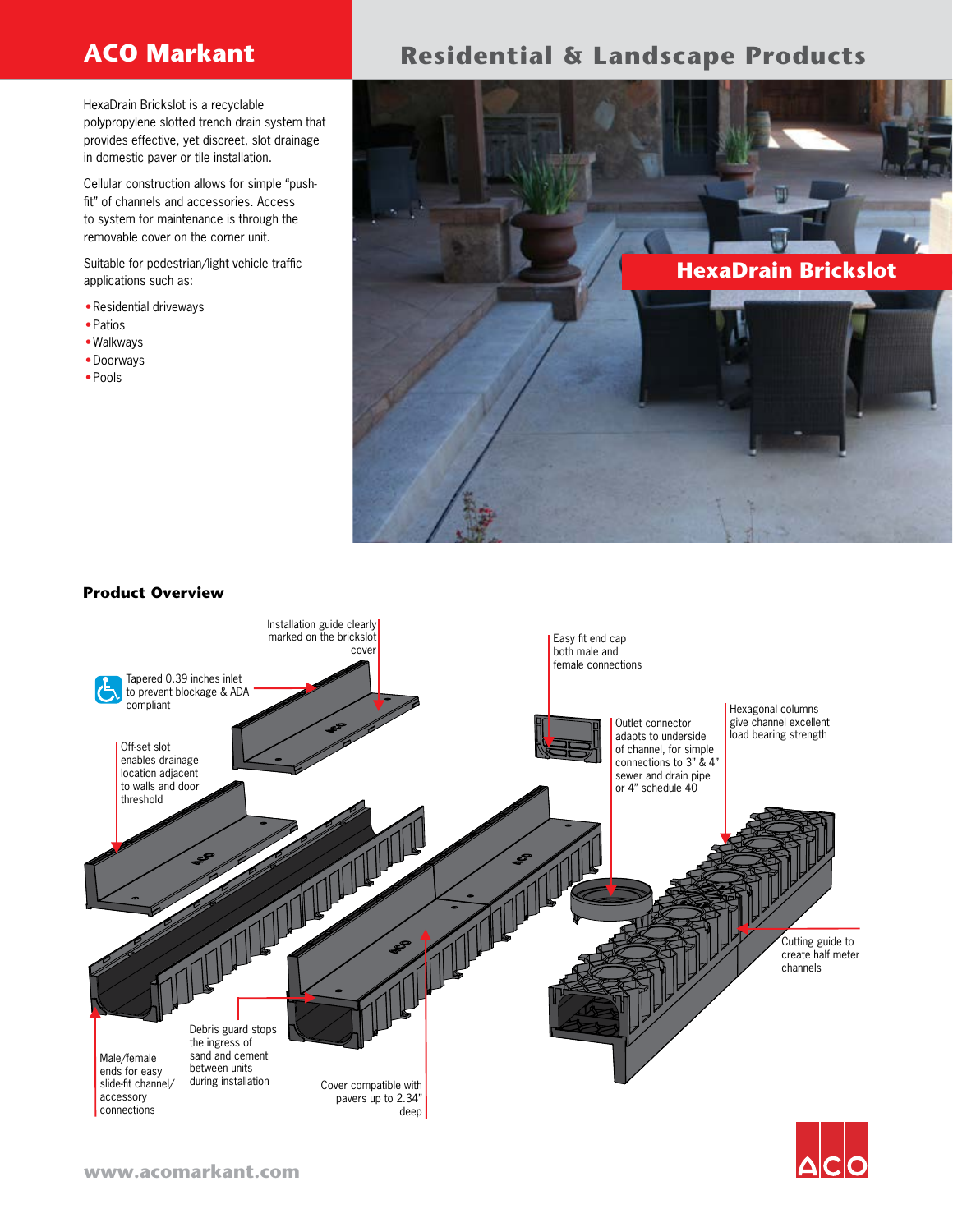# ACO Markant

## Residential & Landscape Products

HexaDrain Brickslot is a recyclable polypropylene slotted trench drain system that provides effective, yet discreet, slot drainage in domestic paver or tile installation.

Cellular construction allows for simple "push-fit" of channels and accessories. Access to system for maintenance is through the removable cover on the corner unit.

Suitable for pedestrian/light vehicle traffic applications such as:

- Residential driveways
- Patios
- Walkways
- Doorways
- Pools

## HexaDrain Brickslot

### Product Overview

- Installation guide clearly marked on the brickslot cover
- Tapered 0.39 inches inlet to prevent blockage & ADA compliant
- Off-set slot enables drainage location adjacent to walls and door threshold
- Easy fit end cap both male and female connections
- Outlet connector adapts to underside of channel, for simple connections to 3" & 4" sewer and drain pipe or 4" schedule 40
- Hexagonal columns give channel excellent load bearing strength
- Cutting guide to create half meter channels
- Male/female ends for easy slide-fit channel/accessory connections
- Debris guard stops the ingress of sand and cement between units during installation
- Cover compatible with pavers up to 2.34" deep

www.acomarkant.com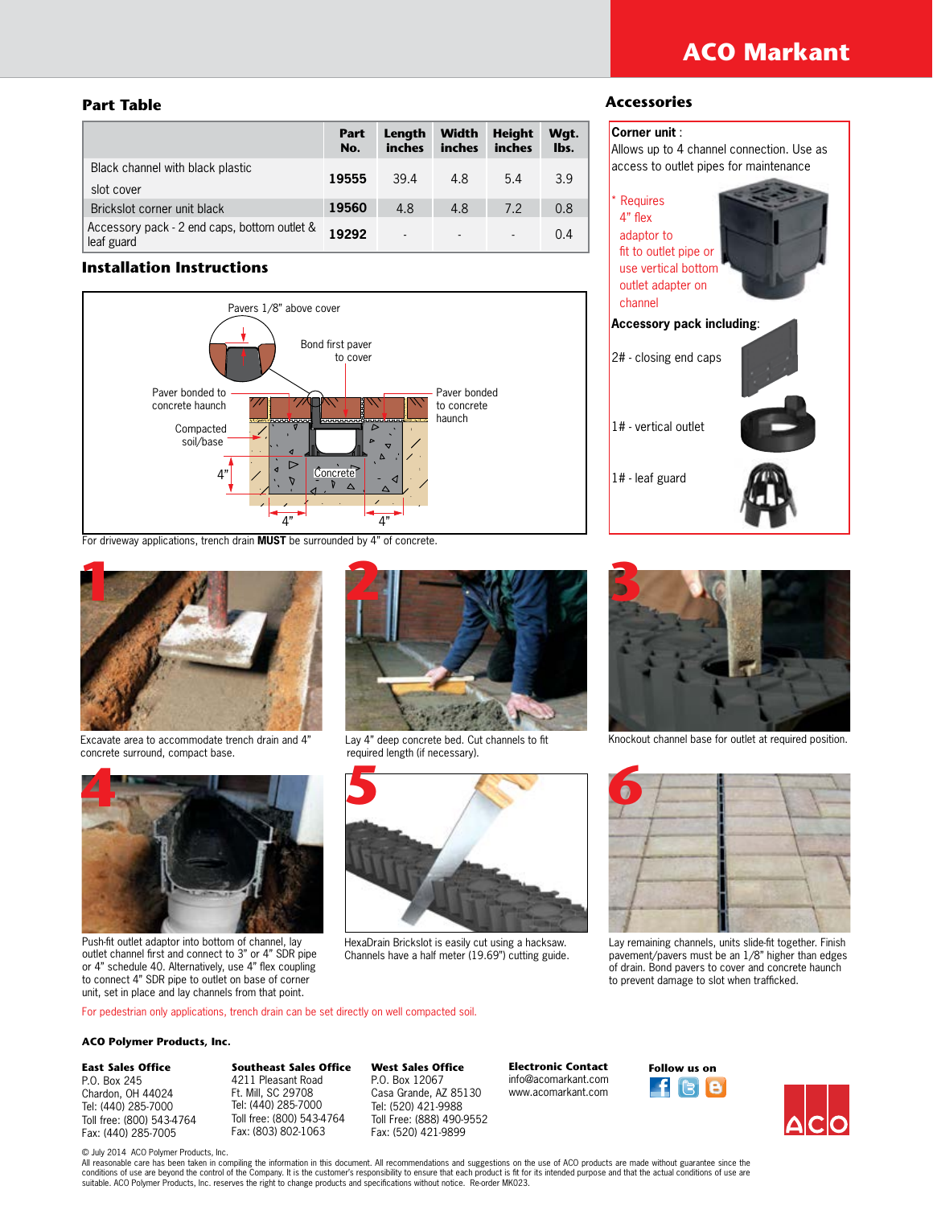## ACO Markant

### Part Table

| | Part No. | Length inches | Width inches | Height inches | Wgt. lbs. |
|---|---|---|---|---|---|
| Black channel with black plastic slot cover | **19555** | 39.4 | 4.8 | 5.4 | 3.9 |
| Brickslot corner unit black | **19560** | 4.8 | 4.8 | 7.2 | 0.8 |
| Accessory pack - 2 end caps, bottom outlet & leaf guard | **19292** | - | - | - | 0.4 |

### Installation Instructions

Pavers 1/8" above cover

Bond first paver to cover

Paver bonded to concrete haunch

Paver bonded to concrete haunch

Compacted soil/base

4"

Concrete

4"

4"

For driveway applications, trench drain **MUST** be surrounded by 4" of concrete.

### Accessories

**Corner unit** : Allows up to 4 channel connection. Use as access to outlet pipes for maintenance

* Requires 4" flex adaptor to fit to outlet pipe or use vertical bottom outlet adapter on channel

**Accessory pack including**:

2# - closing end caps

1# - vertical outlet

1# - leaf guard

1. Excavate area to accommodate trench drain and 4" concrete surround, compact base.

2. Lay 4" deep concrete bed. Cut channels to fit required length (if necessary).

3. Knockout channel base for outlet at required position.

4. Push-fit outlet adaptor into bottom of channel, lay outlet channel first and connect to 3" or 4" SDR pipe or 4" schedule 40. Alternatively, use 4" flex coupling to connect 4" SDR pipe to outlet on base of corner unit, set in place and lay channels from that point.

5. HexaDrain Brickslot is easily cut using a hacksaw. Channels have a half meter (19.69") cutting guide.

6. Lay remaining channels, units slide-fit together. Finish pavement/pavers must be an 1/8" higher than edges of drain. Bond pavers to cover and concrete haunch to prevent damage to slot when trafficked.

For pedestrian only applications, trench drain can be set directly on well compacted soil.

**ACO Polymer Products, Inc.**

**East Sales Office**
P.O. Box 245
Chardon, OH 44024
Tel: (440) 285-7000
Toll free: (800) 543-4764
Fax: (440) 285-7005

**Southeast Sales Office**
4211 Pleasant Road
Ft. Mill, SC 29708
Tel: (440) 285-7000
Toll free: (800) 543-4764
Fax: (803) 802-1063

**West Sales Office**
P.O. Box 12067
Casa Grande, AZ 85130
Tel: (520) 421-9988
Toll Free: (888) 490-9552
Fax: (520) 421-9899

**Electronic Contact**
info@acomarkant.com
www.acomarkant.com

**Follow us on**

ACO

© July 2014 ACO Polymer Products, Inc.
All reasonable care has been taken in compiling the information in this document. All recommendations and suggestions on the use of ACO products are made without guarantee since the conditions of use are beyond the control of the Company. It is the customer's responsibility to ensure that each product is fit for its intended purpose and that the actual conditions of use are suitable. ACO Polymer Products, Inc. reserves the right to change products and specifications without notice. Re-order MK023.